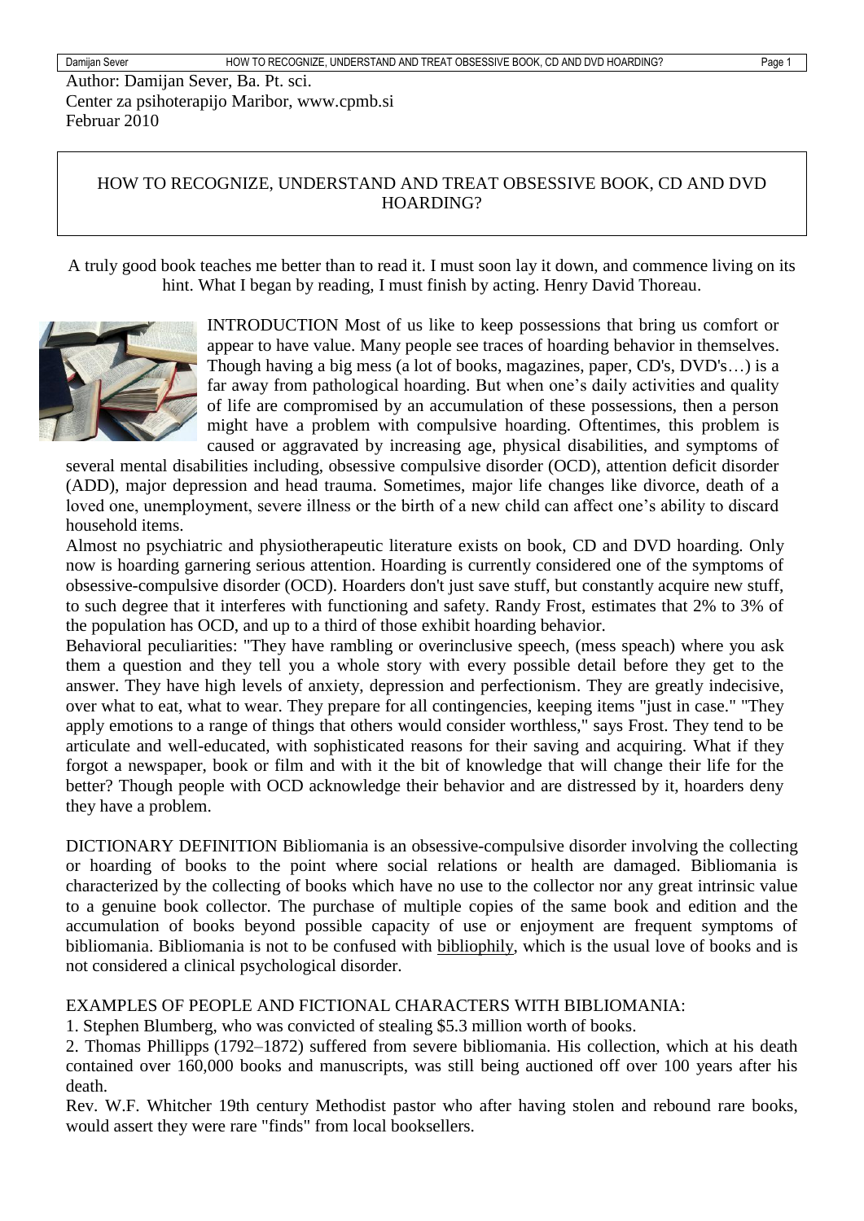Author: Damijan Sever, Ba. Pt. sci.
Center za psihoterapijo Maribor, www.cpmb.si
Februar 2010

# HOW TO RECOGNIZE, UNDERSTAND AND TREAT OBSESSIVE BOOK, CD AND DVD HOARDING?

A truly good book teaches me better than to read it. I must soon lay it down, and commence living on its hint. What I began by reading, I must finish by acting. Henry David Thoreau.

INTRODUCTION Most of us like to keep possessions that bring us comfort or appear to have value. Many people see traces of hoarding behavior in themselves. Though having a big mess (a lot of books, magazines, paper, CD's, DVD's…) is a far away from pathological hoarding. But when one's daily activities and quality of life are compromised by an accumulation of these possessions, then a person might have a problem with compulsive hoarding. Oftentimes, this problem is caused or aggravated by increasing age, physical disabilities, and symptoms of several mental disabilities including, obsessive compulsive disorder (OCD), attention deficit disorder (ADD), major depression and head trauma. Sometimes, major life changes like divorce, death of a loved one, unemployment, severe illness or the birth of a new child can affect one's ability to discard household items.

Almost no psychiatric and physiotherapeutic literature exists on book, CD and DVD hoarding. Only now is hoarding garnering serious attention. Hoarding is currently considered one of the symptoms of obsessive-compulsive disorder (OCD). Hoarders don't just save stuff, but constantly acquire new stuff, to such degree that it interferes with functioning and safety. Randy Frost, estimates that 2% to 3% of the population has OCD, and up to a third of those exhibit hoarding behavior.

Behavioral peculiarities: "They have rambling or overinclusive speech, (mess speach) where you ask them a question and they tell you a whole story with every possible detail before they get to the answer. They have high levels of anxiety, depression and perfectionism. They are greatly indecisive, over what to eat, what to wear. They prepare for all contingencies, keeping items "just in case." "They apply emotions to a range of things that others would consider worthless," says Frost. They tend to be articulate and well-educated, with sophisticated reasons for their saving and acquiring. What if they forgot a newspaper, book or film and with it the bit of knowledge that will change their life for the better? Though people with OCD acknowledge their behavior and are distressed by it, hoarders deny they have a problem.

DICTIONARY DEFINITION Bibliomania is an obsessive-compulsive disorder involving the collecting or hoarding of books to the point where social relations or health are damaged. Bibliomania is characterized by the collecting of books which have no use to the collector nor any great intrinsic value to a genuine book collector. The purchase of multiple copies of the same book and edition and the accumulation of books beyond possible capacity of use or enjoyment are frequent symptoms of bibliomania. Bibliomania is not to be confused with bibliophily, which is the usual love of books and is not considered a clinical psychological disorder.

EXAMPLES OF PEOPLE AND FICTIONAL CHARACTERS WITH BIBLIOMANIA:

1. Stephen Blumberg, who was convicted of stealing $5.3 million worth of books.
2. Thomas Phillipps (1792–1872) suffered from severe bibliomania. His collection, which at his death contained over 160,000 books and manuscripts, was still being auctioned off over 100 years after his death.

Rev. W.F. Whitcher 19th century Methodist pastor who after having stolen and rebound rare books, would assert they were rare "finds" from local booksellers.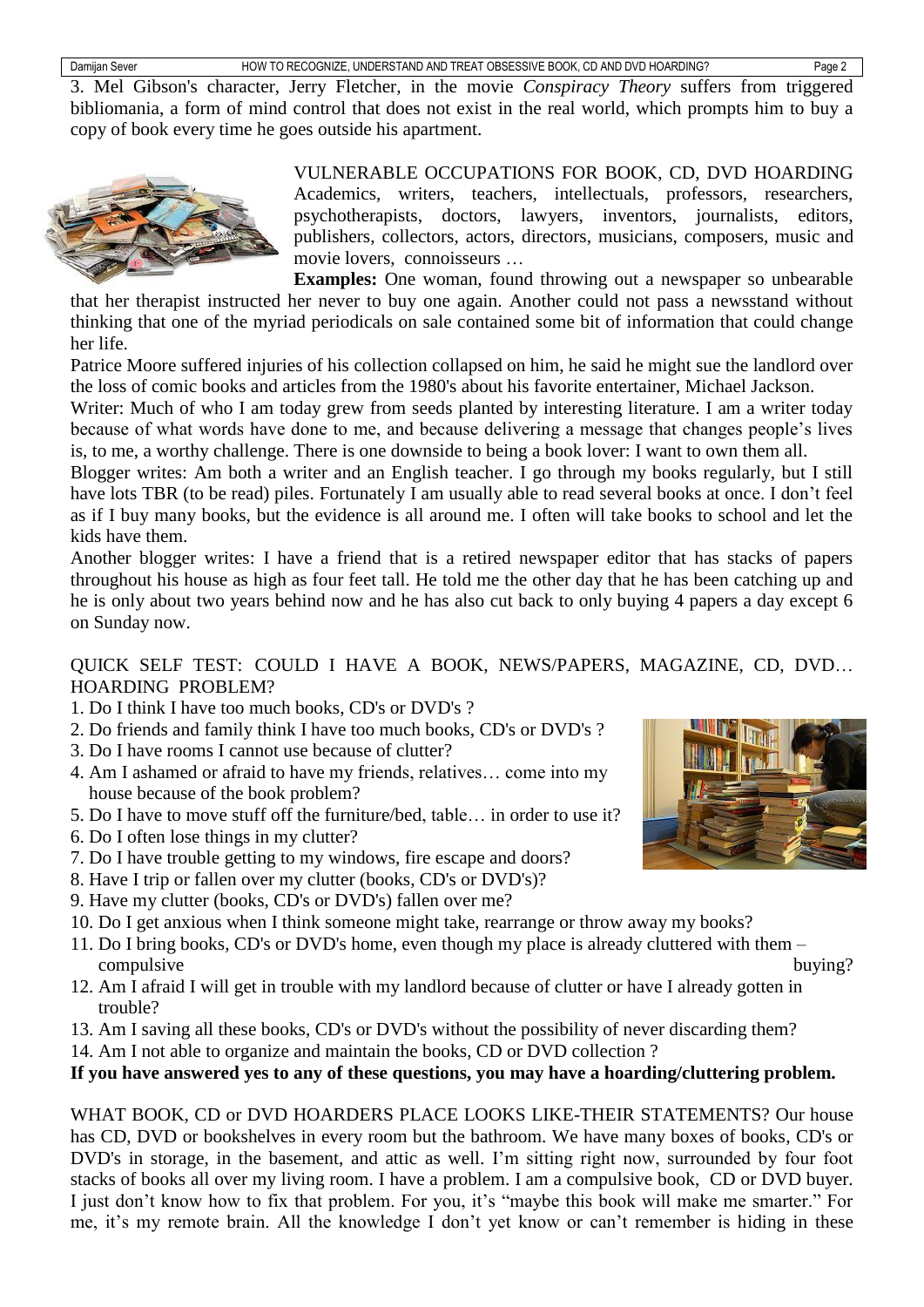3. Mel Gibson's character, Jerry Fletcher, in the movie *Conspiracy Theory* suffers from triggered bibliomania, a form of mind control that does not exist in the real world, which prompts him to buy a copy of book every time he goes outside his apartment.

VULNERABLE OCCUPATIONS FOR BOOK, CD, DVD HOARDING
Academics, writers, teachers, intellectuals, professors, researchers, psychotherapists, doctors, lawyers, inventors, journalists, editors, publishers, collectors, actors, directors, musicians, composers, music and movie lovers, connoisseurs …

**Examples:** One woman, found throwing out a newspaper so unbearable that her therapist instructed her never to buy one again. Another could not pass a newsstand without thinking that one of the myriad periodicals on sale contained some bit of information that could change her life.

Patrice Moore suffered injuries of his collection collapsed on him, he said he might sue the landlord over the loss of comic books and articles from the 1980's about his favorite entertainer, Michael Jackson.

Writer: Much of who I am today grew from seeds planted by interesting literature. I am a writer today because of what words have done to me, and because delivering a message that changes people's lives is, to me, a worthy challenge. There is one downside to being a book lover: I want to own them all.

Blogger writes: Am both a writer and an English teacher. I go through my books regularly, but I still have lots TBR (to be read) piles. Fortunately I am usually able to read several books at once. I don't feel as if I buy many books, but the evidence is all around me. I often will take books to school and let the kids have them.

Another blogger writes: I have a friend that is a retired newspaper editor that has stacks of papers throughout his house as high as four feet tall. He told me the other day that he has been catching up and he is only about two years behind now and he has also cut back to only buying 4 papers a day except 6 on Sunday now.

QUICK SELF TEST: COULD I HAVE A BOOK, NEWS/PAPERS, MAGAZINE, CD, DVD… HOARDING PROBLEM?

1. Do I think I have too much books, CD's or DVD's ?
2. Do friends and family think I have too much books, CD's or DVD's ?
3. Do I have rooms I cannot use because of clutter?
4. Am I ashamed or afraid to have my friends, relatives… come into my house because of the book problem?
5. Do I have to move stuff off the furniture/bed, table… in order to use it?
6. Do I often lose things in my clutter?
7. Do I have trouble getting to my windows, fire escape and doors?
8. Have I trip or fallen over my clutter (books, CD's or DVD's)?
9. Have my clutter (books, CD's or DVD's) fallen over me?
10. Do I get anxious when I think someone might take, rearrange or throw away my books?
11. Do I bring books, CD's or DVD's home, even though my place is already cluttered with them – compulsive buying?
12. Am I afraid I will get in trouble with my landlord because of clutter or have I already gotten in trouble?
13. Am I saving all these books, CD's or DVD's without the possibility of never discarding them?
14. Am I not able to organize and maintain the books, CD or DVD collection ?

**If you have answered yes to any of these questions, you may have a hoarding/cluttering problem.**

WHAT BOOK, CD or DVD HOARDERS PLACE LOOKS LIKE-THEIR STATEMENTS? Our house has CD, DVD or bookshelves in every room but the bathroom. We have many boxes of books, CD's or DVD's in storage, in the basement, and attic as well. I'm sitting right now, surrounded by four foot stacks of books all over my living room. I have a problem. I am a compulsive book, CD or DVD buyer. I just don't know how to fix that problem. For you, it's "maybe this book will make me smarter." For me, it's my remote brain. All the knowledge I don't yet know or can't remember is hiding in these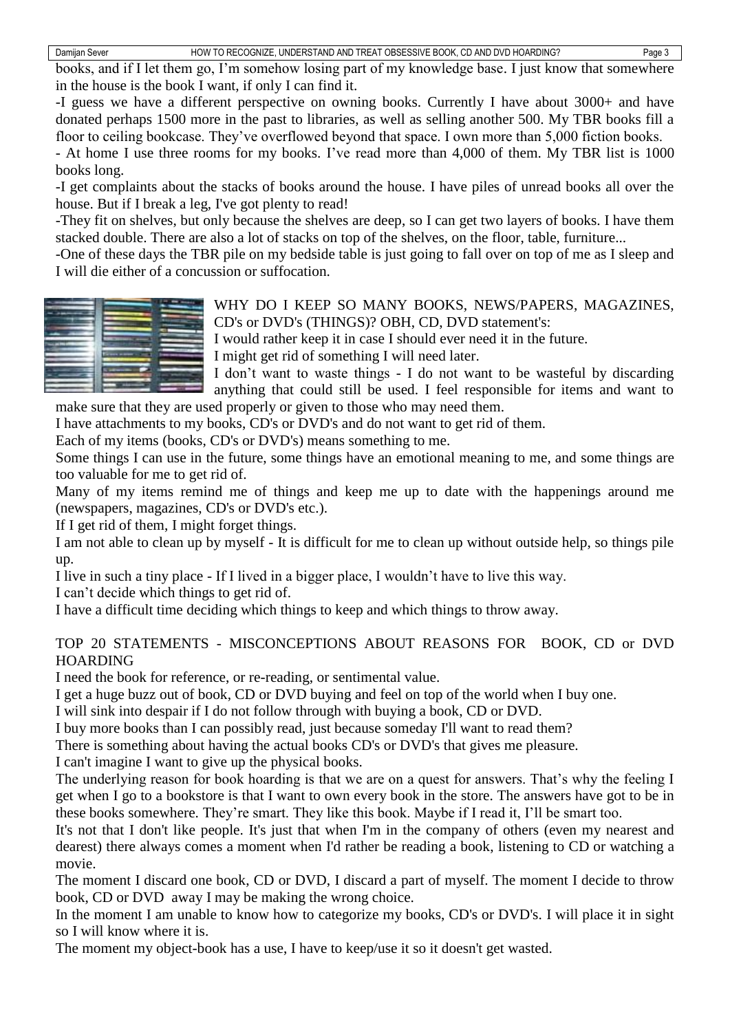books, and if I let them go, I'm somehow losing part of my knowledge base. I just know that somewhere in the house is the book I want, if only I can find it.

-I guess we have a different perspective on owning books. Currently I have about 3000+ and have donated perhaps 1500 more in the past to libraries, as well as selling another 500. My TBR books fill a floor to ceiling bookcase. They've overflowed beyond that space. I own more than 5,000 fiction books.

- At home I use three rooms for my books. I've read more than 4,000 of them. My TBR list is 1000 books long.

-I get complaints about the stacks of books around the house. I have piles of unread books all over the house. But if I break a leg, I've got plenty to read!

-They fit on shelves, but only because the shelves are deep, so I can get two layers of books. I have them stacked double. There are also a lot of stacks on top of the shelves, on the floor, table, furniture...

-One of these days the TBR pile on my bedside table is just going to fall over on top of me as I sleep and I will die either of a concussion or suffocation.

WHY DO I KEEP SO MANY BOOKS, NEWS/PAPERS, MAGAZINES, CD's or DVD's (THINGS)? OBH, CD, DVD statement's:

I would rather keep it in case I should ever need it in the future.

I might get rid of something I will need later.

I don't want to waste things - I do not want to be wasteful by discarding anything that could still be used. I feel responsible for items and want to make sure that they are used properly or given to those who may need them.

I have attachments to my books, CD's or DVD's and do not want to get rid of them.

Each of my items (books, CD's or DVD's) means something to me.

Some things I can use in the future, some things have an emotional meaning to me, and some things are too valuable for me to get rid of.

Many of my items remind me of things and keep me up to date with the happenings around me (newspapers, magazines, CD's or DVD's etc.).

If I get rid of them, I might forget things.

I am not able to clean up by myself - It is difficult for me to clean up without outside help, so things pile up.

I live in such a tiny place - If I lived in a bigger place, I wouldn't have to live this way.

I can't decide which things to get rid of.

I have a difficult time deciding which things to keep and which things to throw away.

TOP 20 STATEMENTS - MISCONCEPTIONS ABOUT REASONS FOR BOOK, CD or DVD HOARDING

I need the book for reference, or re-reading, or sentimental value.

I get a huge buzz out of book, CD or DVD buying and feel on top of the world when I buy one.

I will sink into despair if I do not follow through with buying a book, CD or DVD.

I buy more books than I can possibly read, just because someday I'll want to read them?

There is something about having the actual books CD's or DVD's that gives me pleasure.

I can't imagine I want to give up the physical books.

The underlying reason for book hoarding is that we are on a quest for answers. That's why the feeling I get when I go to a bookstore is that I want to own every book in the store. The answers have got to be in these books somewhere. They're smart. They like this book. Maybe if I read it, I'll be smart too.

It's not that I don't like people. It's just that when I'm in the company of others (even my nearest and dearest) there always comes a moment when I'd rather be reading a book, listening to CD or watching a movie.

The moment I discard one book, CD or DVD, I discard a part of myself. The moment I decide to throw book, CD or DVD away I may be making the wrong choice.

In the moment I am unable to know how to categorize my books, CD's or DVD's. I will place it in sight so I will know where it is.

The moment my object-book has a use, I have to keep/use it so it doesn't get wasted.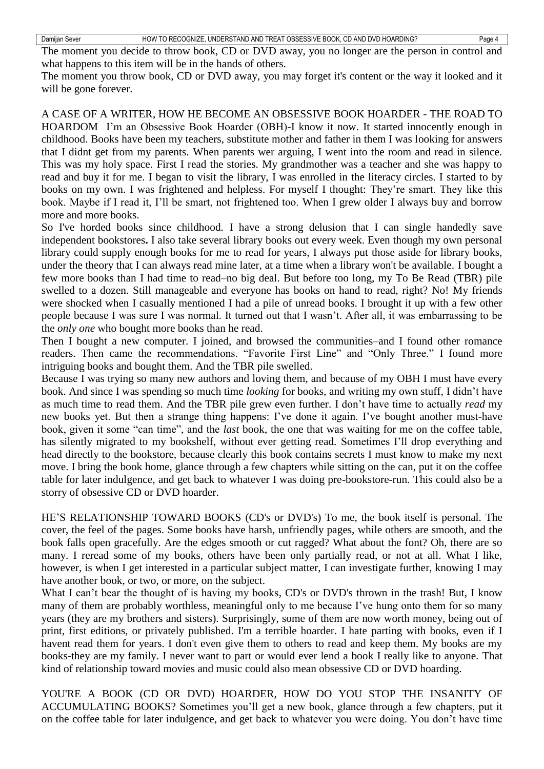The moment you decide to throw book, CD or DVD away, you no longer are the person in control and what happens to this item will be in the hands of others.

The moment you throw book, CD or DVD away, you may forget it's content or the way it looked and it will be gone forever.

A CASE OF A WRITER, HOW HE BECOME AN OBSESSIVE BOOK HOARDER - THE ROAD TO HOARDOM I'm an Obsessive Book Hoarder (OBH)-I know it now. It started innocently enough in childhood. Books have been my teachers, substitute mother and father in them I was looking for answers that I didnt get from my parents. When parents wer arguing, I went into the room and read in silence. This was my holy space. First I read the stories. My grandmother was a teacher and she was happy to read and buy it for me. I began to visit the library, I was enrolled in the literacy circles. I started to by books on my own. I was frightened and helpless. For myself I thought: They're smart. They like this book. Maybe if I read it, I'll be smart, not frightened too. When I grew older I always buy and borrow more and more books.

So I've horded books since childhood. I have a strong delusion that I can single handedly save independent bookstores**.** I also take several library books out every week. Even though my own personal library could supply enough books for me to read for years, I always put those aside for library books, under the theory that I can always read mine later, at a time when a library won't be available. I bought a few more books than I had time to read–no big deal. But before too long, my To Be Read (TBR) pile swelled to a dozen. Still manageable and everyone has books on hand to read, right? No! My friends were shocked when I casually mentioned I had a pile of unread books. I brought it up with a few other people because I was sure I was normal. It turned out that I wasn't. After all, it was embarrassing to be the *only one* who bought more books than he read.

Then I bought a new computer. I joined, and browsed the communities–and I found other romance readers. Then came the recommendations. "Favorite First Line" and "Only Three." I found more intriguing books and bought them. And the TBR pile swelled.

Because I was trying so many new authors and loving them, and because of my OBH I must have every book. And since I was spending so much time *looking* for books, and writing my own stuff, I didn't have as much time to read them. And the TBR pile grew even further. I don't have time to actually *read* my new books yet. But then a strange thing happens: I've done it again. I've bought another must-have book, given it some "can time", and the *last* book, the one that was waiting for me on the coffee table, has silently migrated to my bookshelf, without ever getting read. Sometimes I'll drop everything and head directly to the bookstore, because clearly this book contains secrets I must know to make my next move. I bring the book home, glance through a few chapters while sitting on the can, put it on the coffee table for later indulgence, and get back to whatever I was doing pre-bookstore-run. This could also be a storry of obsessive CD or DVD hoarder.

HE'S RELATIONSHIP TOWARD BOOKS (CD's or DVD's) To me, the book itself is personal. The cover, the feel of the pages. Some books have harsh, unfriendly pages, while others are smooth, and the book falls open gracefully. Are the edges smooth or cut ragged? What about the font? Oh, there are so many. I reread some of my books, others have been only partially read, or not at all. What I like, however, is when I get interested in a particular subject matter, I can investigate further, knowing I may have another book, or two, or more, on the subject.

What I can't bear the thought of is having my books, CD's or DVD's thrown in the trash! But, I know many of them are probably worthless, meaningful only to me because I've hung onto them for so many years (they are my brothers and sisters). Surprisingly, some of them are now worth money, being out of print, first editions, or privately published. I'm a terrible hoarder. I hate parting with books, even if I havent read them for years. I don't even give them to others to read and keep them. My books are my books-they are my family. I never want to part or would ever lend a book I really like to anyone. That kind of relationship toward movies and music could also mean obsessive CD or DVD hoarding.

YOU'RE A BOOK (CD OR DVD) HOARDER, HOW DO YOU STOP THE INSANITY OF ACCUMULATING BOOKS? Sometimes you'll get a new book, glance through a few chapters, put it on the coffee table for later indulgence, and get back to whatever you were doing. You don't have time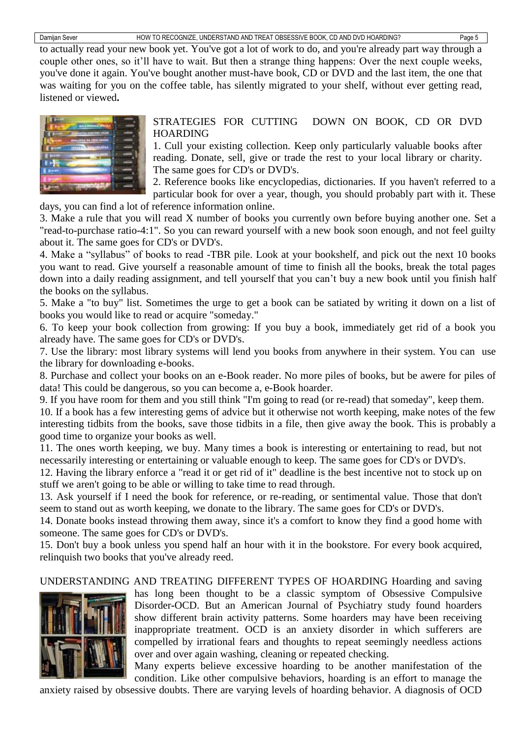to actually read your new book yet. You've got a lot of work to do, and you're already part way through a couple other ones, so it'll have to wait. But then a strange thing happens: Over the next couple weeks, you've done it again. You've bought another must-have book, CD or DVD and the last item, the one that was waiting for you on the coffee table, has silently migrated to your shelf, without ever getting read, listened or viewed**.**

## STRATEGIES FOR CUTTING DOWN ON BOOK, CD OR DVD HOARDING

1. Cull your existing collection. Keep only particularly valuable books after reading. Donate, sell, give or trade the rest to your local library or charity. The same goes for CD's or DVD's.
2. Reference books like encyclopedias, dictionaries. If you haven't referred to a particular book for over a year, though, you should probably part with it. These days, you can find a lot of reference information online.
3. Make a rule that you will read X number of books you currently own before buying another one. Set a "read-to-purchase ratio-4:1". So you can reward yourself with a new book soon enough, and not feel guilty about it. The same goes for CD's or DVD's.
4. Make a "syllabus" of books to read -TBR pile. Look at your bookshelf, and pick out the next 10 books you want to read. Give yourself a reasonable amount of time to finish all the books, break the total pages down into a daily reading assignment, and tell yourself that you can't buy a new book until you finish half the books on the syllabus.
5. Make a "to buy" list. Sometimes the urge to get a book can be satiated by writing it down on a list of books you would like to read or acquire "someday."
6. To keep your book collection from growing: If you buy a book, immediately get rid of a book you already have. The same goes for CD's or DVD's.
7. Use the library: most library systems will lend you books from anywhere in their system. You can use the library for downloading e-books.
8. Purchase and collect your books on an e-Book reader. No more piles of books, but be awere for piles of data! This could be dangerous, so you can become a, e-Book hoarder.
9. If you have room for them and you still think "I'm going to read (or re-read) that someday", keep them.
10. If a book has a few interesting gems of advice but it otherwise not worth keeping, make notes of the few interesting tidbits from the books, save those tidbits in a file, then give away the book. This is probably a good time to organize your books as well.
11. The ones worth keeping, we buy. Many times a book is interesting or entertaining to read, but not necessarily interesting or entertaining or valuable enough to keep. The same goes for CD's or DVD's.
12. Having the library enforce a "read it or get rid of it" deadline is the best incentive not to stock up on stuff we aren't going to be able or willing to take time to read through.
13. Ask yourself if I need the book for reference, or re-reading, or sentimental value. Those that don't seem to stand out as worth keeping, we donate to the library. The same goes for CD's or DVD's.
14. Donate books instead throwing them away, since it's a comfort to know they find a good home with someone. The same goes for CD's or DVD's.
15. Don't buy a book unless you spend half an hour with it in the bookstore. For every book acquired, relinquish two books that you've already reed.

## UNDERSTANDING AND TREATING DIFFERENT TYPES OF HOARDING

Hoarding and saving has long been thought to be a classic symptom of Obsessive Compulsive Disorder-OCD. But an American Journal of Psychiatry study found hoarders show different brain activity patterns. Some hoarders may have been receiving inappropriate treatment. OCD is an anxiety disorder in which sufferers are compelled by irrational fears and thoughts to repeat seemingly needless actions over and over again washing, cleaning or repeated checking.

Many experts believe excessive hoarding to be another manifestation of the condition. Like other compulsive behaviors, hoarding is an effort to manage the anxiety raised by obsessive doubts. There are varying levels of hoarding behavior. A diagnosis of OCD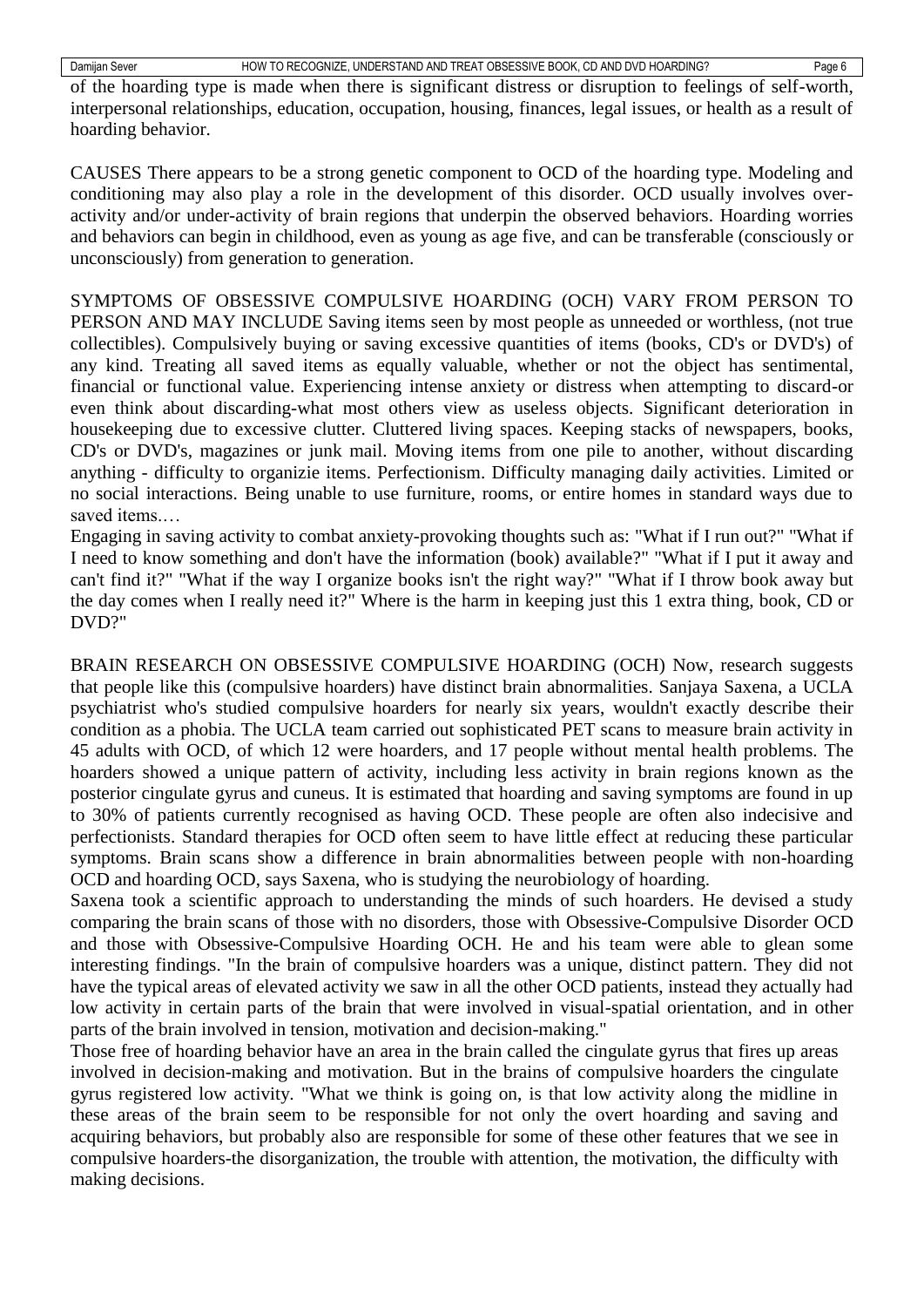of the hoarding type is made when there is significant distress or disruption to feelings of self-worth, interpersonal relationships, education, occupation, housing, finances, legal issues, or health as a result of hoarding behavior.

CAUSES There appears to be a strong genetic component to OCD of the hoarding type. Modeling and conditioning may also play a role in the development of this disorder. OCD usually involves over-activity and/or under-activity of brain regions that underpin the observed behaviors. Hoarding worries and behaviors can begin in childhood, even as young as age five, and can be transferable (consciously or unconsciously) from generation to generation.

SYMPTOMS OF OBSESSIVE COMPULSIVE HOARDING (OCH) VARY FROM PERSON TO PERSON AND MAY INCLUDE Saving items seen by most people as unneeded or worthless, (not true collectibles). Compulsively buying or saving excessive quantities of items (books, CD's or DVD's) of any kind. Treating all saved items as equally valuable, whether or not the object has sentimental, financial or functional value. Experiencing intense anxiety or distress when attempting to discard-or even think about discarding-what most others view as useless objects. Significant deterioration in housekeeping due to excessive clutter. Cluttered living spaces. Keeping stacks of newspapers, books, CD's or DVD's, magazines or junk mail. Moving items from one pile to another, without discarding anything - difficulty to organizie items. Perfectionism. Difficulty managing daily activities. Limited or no social interactions. Being unable to use furniture, rooms, or entire homes in standard ways due to saved items.…

Engaging in saving activity to combat anxiety-provoking thoughts such as: "What if I run out?" "What if I need to know something and don't have the information (book) available?" "What if I put it away and can't find it?" "What if the way I organize books isn't the right way?" "What if I throw book away but the day comes when I really need it?" Where is the harm in keeping just this 1 extra thing, book, CD or DVD?"

BRAIN RESEARCH ON OBSESSIVE COMPULSIVE HOARDING (OCH) Now, research suggests that people like this (compulsive hoarders) have distinct brain abnormalities. Sanjaya Saxena, a UCLA psychiatrist who's studied compulsive hoarders for nearly six years, wouldn't exactly describe their condition as a phobia. The UCLA team carried out sophisticated PET scans to measure brain activity in 45 adults with OCD, of which 12 were hoarders, and 17 people without mental health problems. The hoarders showed a unique pattern of activity, including less activity in brain regions known as the posterior cingulate gyrus and cuneus. It is estimated that hoarding and saving symptoms are found in up to 30% of patients currently recognised as having OCD. These people are often also indecisive and perfectionists. Standard therapies for OCD often seem to have little effect at reducing these particular symptoms. Brain scans show a difference in brain abnormalities between people with non-hoarding OCD and hoarding OCD, says Saxena, who is studying the neurobiology of hoarding.

Saxena took a scientific approach to understanding the minds of such hoarders. He devised a study comparing the brain scans of those with no disorders, those with Obsessive-Compulsive Disorder OCD and those with Obsessive-Compulsive Hoarding OCH. He and his team were able to glean some interesting findings. "In the brain of compulsive hoarders was a unique, distinct pattern. They did not have the typical areas of elevated activity we saw in all the other OCD patients, instead they actually had low activity in certain parts of the brain that were involved in visual-spatial orientation, and in other parts of the brain involved in tension, motivation and decision-making."

Those free of hoarding behavior have an area in the brain called the cingulate gyrus that fires up areas involved in decision-making and motivation. But in the brains of compulsive hoarders the cingulate gyrus registered low activity. "What we think is going on, is that low activity along the midline in these areas of the brain seem to be responsible for not only the overt hoarding and saving and acquiring behaviors, but probably also are responsible for some of these other features that we see in compulsive hoarders-the disorganization, the trouble with attention, the motivation, the difficulty with making decisions.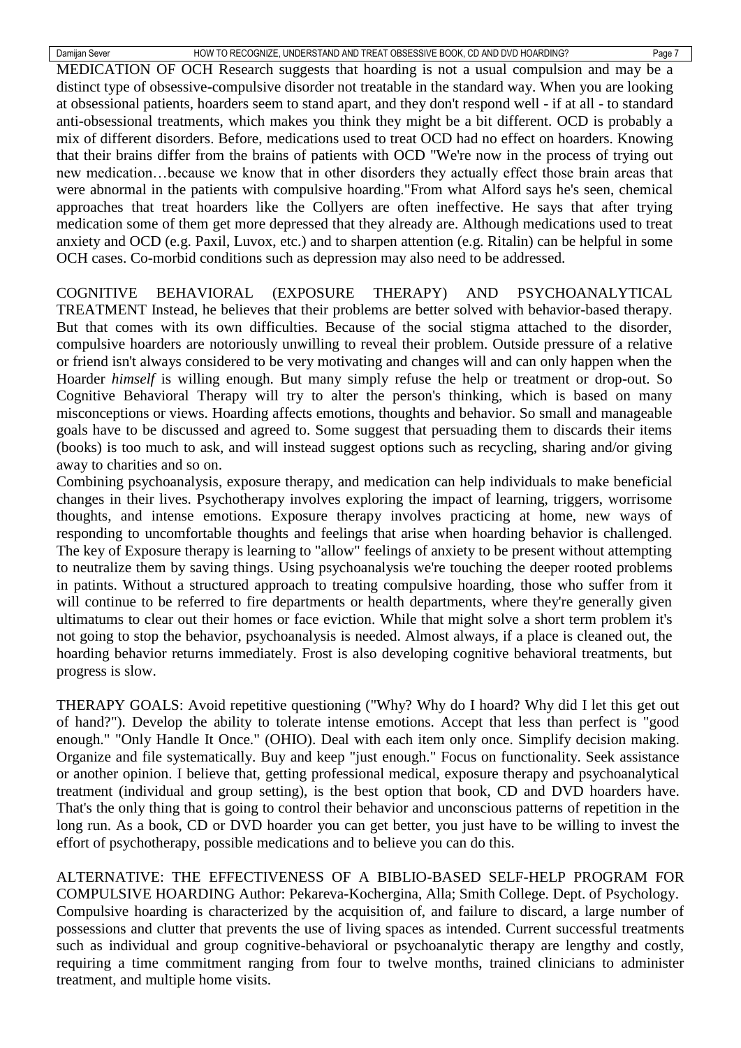MEDICATION OF OCH Research suggests that hoarding is not a usual compulsion and may be a distinct type of obsessive-compulsive disorder not treatable in the standard way. When you are looking at obsessional patients, hoarders seem to stand apart, and they don't respond well - if at all - to standard anti-obsessional treatments, which makes you think they might be a bit different. OCD is probably a mix of different disorders. Before, medications used to treat OCD had no effect on hoarders. Knowing that their brains differ from the brains of patients with OCD "We're now in the process of trying out new medication…because we know that in other disorders they actually effect those brain areas that were abnormal in the patients with compulsive hoarding."From what Alford says he's seen, chemical approaches that treat hoarders like the Collyers are often ineffective. He says that after trying medication some of them get more depressed that they already are. Although medications used to treat anxiety and OCD (e.g. Paxil, Luvox, etc.) and to sharpen attention (e.g. Ritalin) can be helpful in some OCH cases. Co-morbid conditions such as depression may also need to be addressed.

COGNITIVE BEHAVIORAL (EXPOSURE THERAPY) AND PSYCHOANALYTICAL TREATMENT Instead, he believes that their problems are better solved with behavior-based therapy. But that comes with its own difficulties. Because of the social stigma attached to the disorder, compulsive hoarders are notoriously unwilling to reveal their problem. Outside pressure of a relative or friend isn't always considered to be very motivating and changes will and can only happen when the Hoarder *himself* is willing enough. But many simply refuse the help or treatment or drop-out. So Cognitive Behavioral Therapy will try to alter the person's thinking, which is based on many misconceptions or views. Hoarding affects emotions, thoughts and behavior. So small and manageable goals have to be discussed and agreed to. Some suggest that persuading them to discards their items (books) is too much to ask, and will instead suggest options such as recycling, sharing and/or giving away to charities and so on.

Combining psychoanalysis, exposure therapy, and medication can help individuals to make beneficial changes in their lives. Psychotherapy involves exploring the impact of learning, triggers, worrisome thoughts, and intense emotions. Exposure therapy involves practicing at home, new ways of responding to uncomfortable thoughts and feelings that arise when hoarding behavior is challenged. The key of Exposure therapy is learning to "allow" feelings of anxiety to be present without attempting to neutralize them by saving things. Using psychoanalysis we're touching the deeper rooted problems in patints. Without a structured approach to treating compulsive hoarding, those who suffer from it will continue to be referred to fire departments or health departments, where they're generally given ultimatums to clear out their homes or face eviction. While that might solve a short term problem it's not going to stop the behavior, psychoanalysis is needed. Almost always, if a place is cleaned out, the hoarding behavior returns immediately. Frost is also developing cognitive behavioral treatments, but progress is slow.

THERAPY GOALS: Avoid repetitive questioning ("Why? Why do I hoard? Why did I let this get out of hand?"). Develop the ability to tolerate intense emotions. Accept that less than perfect is "good enough." "Only Handle It Once." (OHIO). Deal with each item only once. Simplify decision making. Organize and file systematically. Buy and keep "just enough." Focus on functionality. Seek assistance or another opinion. I believe that, getting professional medical, exposure therapy and psychoanalytical treatment (individual and group setting), is the best option that book, CD and DVD hoarders have. That's the only thing that is going to control their behavior and unconscious patterns of repetition in the long run. As a book, CD or DVD hoarder you can get better, you just have to be willing to invest the effort of psychotherapy, possible medications and to believe you can do this.

ALTERNATIVE: THE EFFECTIVENESS OF A BIBLIO-BASED SELF-HELP PROGRAM FOR COMPULSIVE HOARDING Author: Pekareva-Kochergina, Alla; Smith College. Dept. of Psychology. Compulsive hoarding is characterized by the acquisition of, and failure to discard, a large number of possessions and clutter that prevents the use of living spaces as intended. Current successful treatments such as individual and group cognitive-behavioral or psychoanalytic therapy are lengthy and costly, requiring a time commitment ranging from four to twelve months, trained clinicians to administer treatment, and multiple home visits.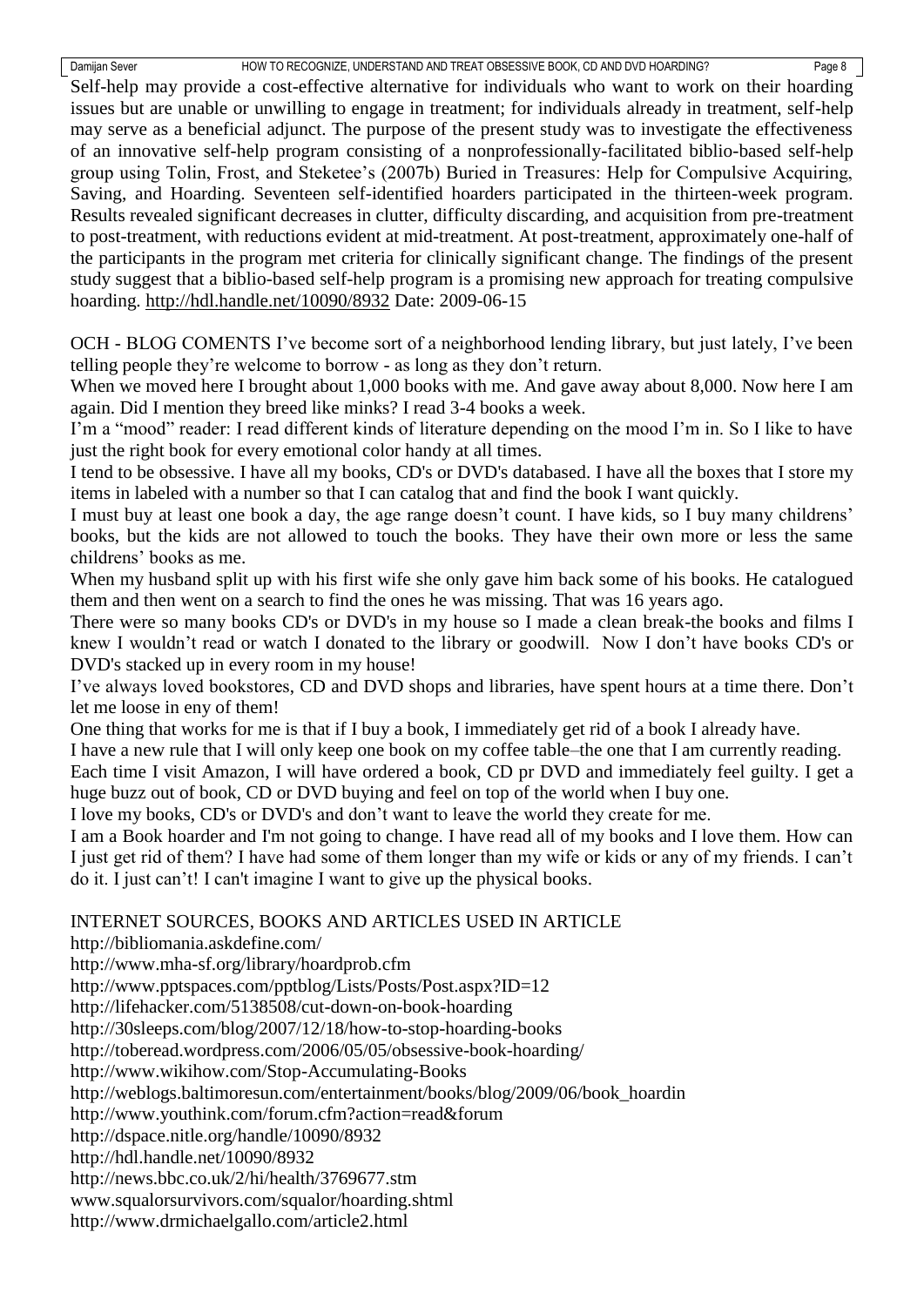Self-help may provide a cost-effective alternative for individuals who want to work on their hoarding issues but are unable or unwilling to engage in treatment; for individuals already in treatment, self-help may serve as a beneficial adjunct. The purpose of the present study was to investigate the effectiveness of an innovative self-help program consisting of a nonprofessionally-facilitated biblio-based self-help group using Tolin, Frost, and Steketee's (2007b) Buried in Treasures: Help for Compulsive Acquiring, Saving, and Hoarding. Seventeen self-identified hoarders participated in the thirteen-week program. Results revealed significant decreases in clutter, difficulty discarding, and acquisition from pre-treatment to post-treatment, with reductions evident at mid-treatment. At post-treatment, approximately one-half of the participants in the program met criteria for clinically significant change. The findings of the present study suggest that a biblio-based self-help program is a promising new approach for treating compulsive hoarding. http://hdl.handle.net/10090/8932 Date: 2009-06-15

OCH - BLOG COMENTS I've become sort of a neighborhood lending library, but just lately, I've been telling people they're welcome to borrow - as long as they don't return.

When we moved here I brought about 1,000 books with me. And gave away about 8,000. Now here I am again. Did I mention they breed like minks? I read 3-4 books a week.

I'm a "mood" reader: I read different kinds of literature depending on the mood I'm in. So I like to have just the right book for every emotional color handy at all times.

I tend to be obsessive. I have all my books, CD's or DVD's databased. I have all the boxes that I store my items in labeled with a number so that I can catalog that and find the book I want quickly.

I must buy at least one book a day, the age range doesn't count. I have kids, so I buy many childrens' books, but the kids are not allowed to touch the books. They have their own more or less the same childrens' books as me.

When my husband split up with his first wife she only gave him back some of his books. He catalogued them and then went on a search to find the ones he was missing. That was 16 years ago.

There were so many books CD's or DVD's in my house so I made a clean break-the books and films I knew I wouldn't read or watch I donated to the library or goodwill. Now I don't have books CD's or DVD's stacked up in every room in my house!

I've always loved bookstores, CD and DVD shops and libraries, have spent hours at a time there. Don't let me loose in eny of them!

One thing that works for me is that if I buy a book, I immediately get rid of a book I already have.

I have a new rule that I will only keep one book on my coffee table–the one that I am currently reading.

Each time I visit Amazon, I will have ordered a book, CD pr DVD and immediately feel guilty. I get a huge buzz out of book, CD or DVD buying and feel on top of the world when I buy one.

I love my books, CD's or DVD's and don't want to leave the world they create for me.

I am a Book hoarder and I'm not going to change. I have read all of my books and I love them. How can I just get rid of them? I have had some of them longer than my wife or kids or any of my friends. I can't do it. I just can't! I can't imagine I want to give up the physical books.

INTERNET SOURCES, BOOKS AND ARTICLES USED IN ARTICLE

http://bibliomania.askdefine.com/
http://www.mha-sf.org/library/hoardprob.cfm
http://www.pptspaces.com/pptblog/Lists/Posts/Post.aspx?ID=12
http://lifehacker.com/5138508/cut-down-on-book-hoarding
http://30sleeps.com/blog/2007/12/18/how-to-stop-hoarding-books
http://toberead.wordpress.com/2006/05/05/obsessive-book-hoarding/
http://www.wikihow.com/Stop-Accumulating-Books
http://weblogs.baltimoresun.com/entertainment/books/blog/2009/06/book_hoardin
http://www.youthink.com/forum.cfm?action=read&forum
http://dspace.nitle.org/handle/10090/8932
http://hdl.handle.net/10090/8932
http://news.bbc.co.uk/2/hi/health/3769677.stm
www.squalorsurvivors.com/squalor/hoarding.shtml
http://www.drmichaelgallo.com/article2.html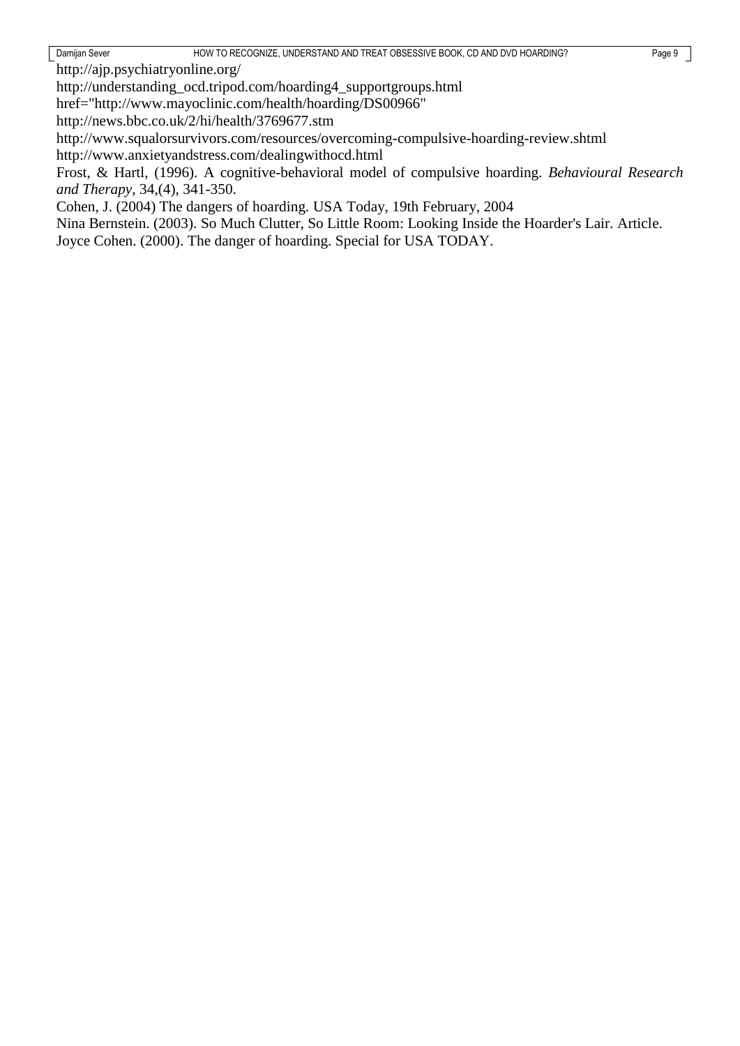http://ajp.psychiatryonline.org/

http://understanding_ocd.tripod.com/hoarding4_supportgroups.html

href="http://www.mayoclinic.com/health/hoarding/DS00966"

http://news.bbc.co.uk/2/hi/health/3769677.stm

http://www.squalorsurvivors.com/resources/overcoming-compulsive-hoarding-review.shtml

http://www.anxietyandstress.com/dealingwithocd.html

Frost, & Hartl, (1996). A cognitive-behavioral model of compulsive hoarding. *Behavioural Research and Therapy*, 34,(4), 341-350.

Cohen, J. (2004) The dangers of hoarding. USA Today, 19th February, 2004

Nina Bernstein. (2003). So Much Clutter, So Little Room: Looking Inside the Hoarder's Lair. Article.

Joyce Cohen. (2000). The danger of hoarding. Special for USA TODAY.